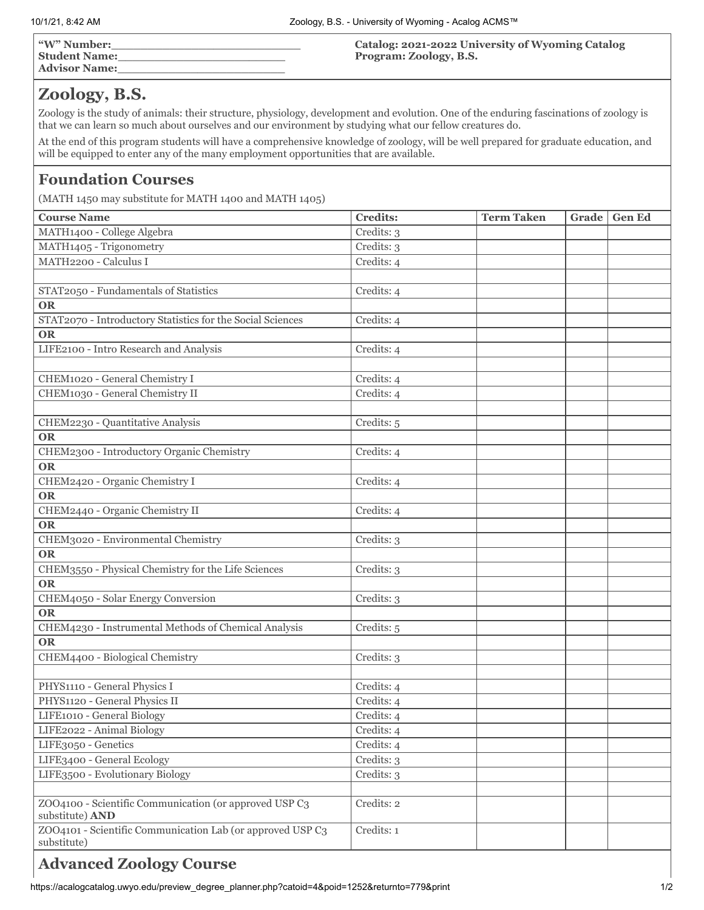**"W" Number:**\_\_\_\_\_\_\_\_\_\_\_\_\_\_\_\_\_\_\_\_\_\_\_\_\_\_
**Student Name:**\_\_\_\_\_\_\_\_\_\_\_\_\_\_\_\_\_\_\_\_\_\_\_\_
**Advisor Name:**\_\_\_\_\_\_\_\_\_\_\_\_\_\_\_\_\_\_\_\_\_\_\_\_

**Catalog: 2021-2022 University of Wyoming Catalog**
**Program: Zoology, B.S.**

# Zoology, B.S.

Zoology is the study of animals: their structure, physiology, development and evolution. One of the enduring fascinations of zoology is that we can learn so much about ourselves and our environment by studying what our fellow creatures do.

At the end of this program students will have a comprehensive knowledge of zoology, will be well prepared for graduate education, and will be equipped to enter any of the many employment opportunities that are available.

## Foundation Courses

(MATH 1450 may substitute for MATH 1400 and MATH 1405)

| Course Name | Credits: | Term Taken | Grade | Gen Ed |
|---|---|---|---|---|
| MATH1400 - College Algebra | Credits: 3 | | | |
| MATH1405 - Trigonometry | Credits: 3 | | | |
| MATH2200 - Calculus I | Credits: 4 | | | |
| | | | | |
| STAT2050 - Fundamentals of Statistics | Credits: 4 | | | |
| **OR** | | | | |
| STAT2070 - Introductory Statistics for the Social Sciences | Credits: 4 | | | |
| **OR** | | | | |
| LIFE2100 - Intro Research and Analysis | Credits: 4 | | | |
| | | | | |
| CHEM1020 - General Chemistry I | Credits: 4 | | | |
| CHEM1030 - General Chemistry II | Credits: 4 | | | |
| | | | | |
| CHEM2230 - Quantitative Analysis | Credits: 5 | | | |
| **OR** | | | | |
| CHEM2300 - Introductory Organic Chemistry | Credits: 4 | | | |
| **OR** | | | | |
| CHEM2420 - Organic Chemistry I | Credits: 4 | | | |
| **OR** | | | | |
| CHEM2440 - Organic Chemistry II | Credits: 4 | | | |
| **OR** | | | | |
| CHEM3020 - Environmental Chemistry | Credits: 3 | | | |
| **OR** | | | | |
| CHEM3550 - Physical Chemistry for the Life Sciences | Credits: 3 | | | |
| **OR** | | | | |
| CHEM4050 - Solar Energy Conversion | Credits: 3 | | | |
| **OR** | | | | |
| CHEM4230 - Instrumental Methods of Chemical Analysis | Credits: 5 | | | |
| **OR** | | | | |
| CHEM4400 - Biological Chemistry | Credits: 3 | | | |
| | | | | |
| PHYS1110 - General Physics I | Credits: 4 | | | |
| PHYS1120 - General Physics II | Credits: 4 | | | |
| LIFE1010 - General Biology | Credits: 4 | | | |
| LIFE2022 - Animal Biology | Credits: 4 | | | |
| LIFE3050 - Genetics | Credits: 4 | | | |
| LIFE3400 - General Ecology | Credits: 3 | | | |
| LIFE3500 - Evolutionary Biology | Credits: 3 | | | |
| | | | | |
| ZOO4100 - Scientific Communication (or approved USP C3 substitute) **AND** | Credits: 2 | | | |
| ZOO4101 - Scientific Communication Lab (or approved USP C3 substitute) | Credits: 1 | | | |

## Advanced Zoology Course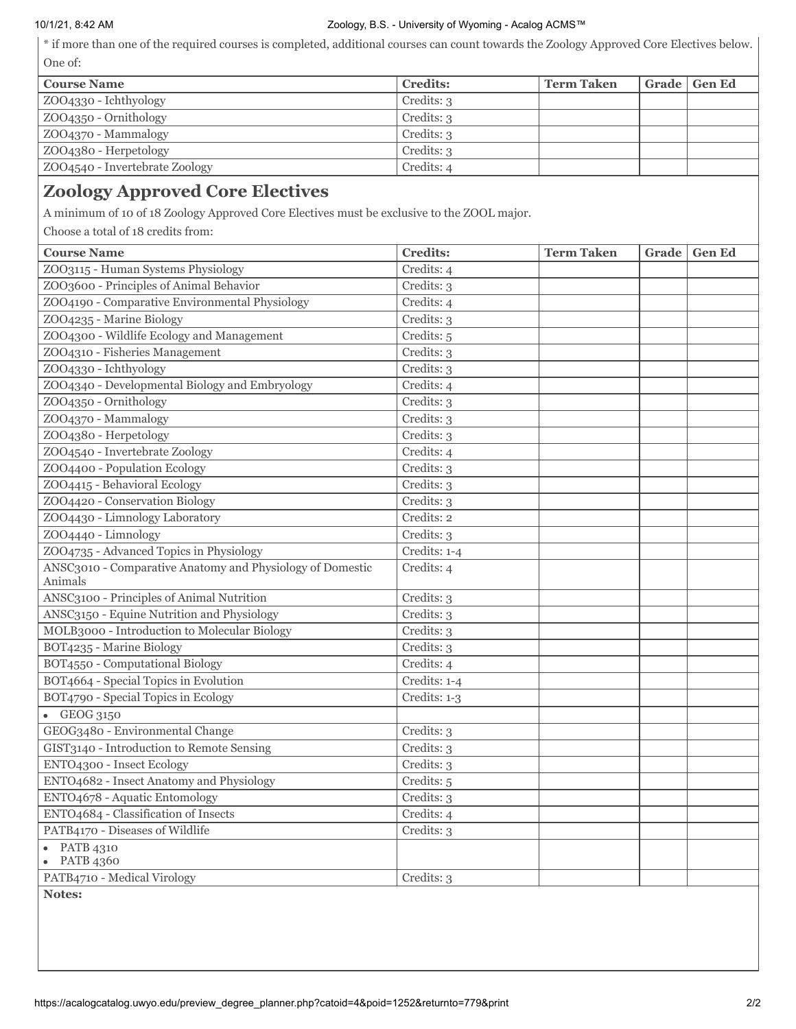* if more than one of the required courses is completed, additional courses can count towards the Zoology Approved Core Electives below.

One of:

| Course Name | Credits: | Term Taken | Grade | Gen Ed |
|---|---|---|---|---|
| ZOO4330 - Ichthyology | Credits: 3 | | | |
| ZOO4350 - Ornithology | Credits: 3 | | | |
| ZOO4370 - Mammalogy | Credits: 3 | | | |
| ZOO4380 - Herpetology | Credits: 3 | | | |
| ZOO4540 - Invertebrate Zoology | Credits: 4 | | | |

## Zoology Approved Core Electives

A minimum of 10 of 18 Zoology Approved Core Electives must be exclusive to the ZOOL major.

Choose a total of 18 credits from:

| Course Name | Credits: | Term Taken | Grade | Gen Ed |
|---|---|---|---|---|
| ZOO3115 - Human Systems Physiology | Credits: 4 | | | |
| ZOO3600 - Principles of Animal Behavior | Credits: 3 | | | |
| ZOO4190 - Comparative Environmental Physiology | Credits: 4 | | | |
| ZOO4235 - Marine Biology | Credits: 3 | | | |
| ZOO4300 - Wildlife Ecology and Management | Credits: 5 | | | |
| ZOO4310 - Fisheries Management | Credits: 3 | | | |
| ZOO4330 - Ichthyology | Credits: 3 | | | |
| ZOO4340 - Developmental Biology and Embryology | Credits: 4 | | | |
| ZOO4350 - Ornithology | Credits: 3 | | | |
| ZOO4370 - Mammalogy | Credits: 3 | | | |
| ZOO4380 - Herpetology | Credits: 3 | | | |
| ZOO4540 - Invertebrate Zoology | Credits: 4 | | | |
| ZOO4400 - Population Ecology | Credits: 3 | | | |
| ZOO4415 - Behavioral Ecology | Credits: 3 | | | |
| ZOO4420 - Conservation Biology | Credits: 3 | | | |
| ZOO4430 - Limnology Laboratory | Credits: 2 | | | |
| ZOO4440 - Limnology | Credits: 3 | | | |
| ZOO4735 - Advanced Topics in Physiology | Credits: 1-4 | | | |
| ANSC3010 - Comparative Anatomy and Physiology of Domestic Animals | Credits: 4 | | | |
| ANSC3100 - Principles of Animal Nutrition | Credits: 3 | | | |
| ANSC3150 - Equine Nutrition and Physiology | Credits: 3 | | | |
| MOLB3000 - Introduction to Molecular Biology | Credits: 3 | | | |
| BOT4235 - Marine Biology | Credits: 3 | | | |
| BOT4550 - Computational Biology | Credits: 4 | | | |
| BOT4664 - Special Topics in Evolution | Credits: 1-4 | | | |
| BOT4790 - Special Topics in Ecology | Credits: 1-3 | | | |
| • GEOG 3150 | | | | |
| GEOG3480 - Environmental Change | Credits: 3 | | | |
| GIST3140 - Introduction to Remote Sensing | Credits: 3 | | | |
| ENTO4300 - Insect Ecology | Credits: 3 | | | |
| ENTO4682 - Insect Anatomy and Physiology | Credits: 5 | | | |
| ENTO4678 - Aquatic Entomology | Credits: 3 | | | |
| ENTO4684 - Classification of Insects | Credits: 4 | | | |
| PATB4170 - Diseases of Wildlife | Credits: 3 | | | |
| • PATB 4310<br>• PATB 4360 | | | | |
| PATB4710 - Medical Virology | Credits: 3 | | | |

**Notes:**